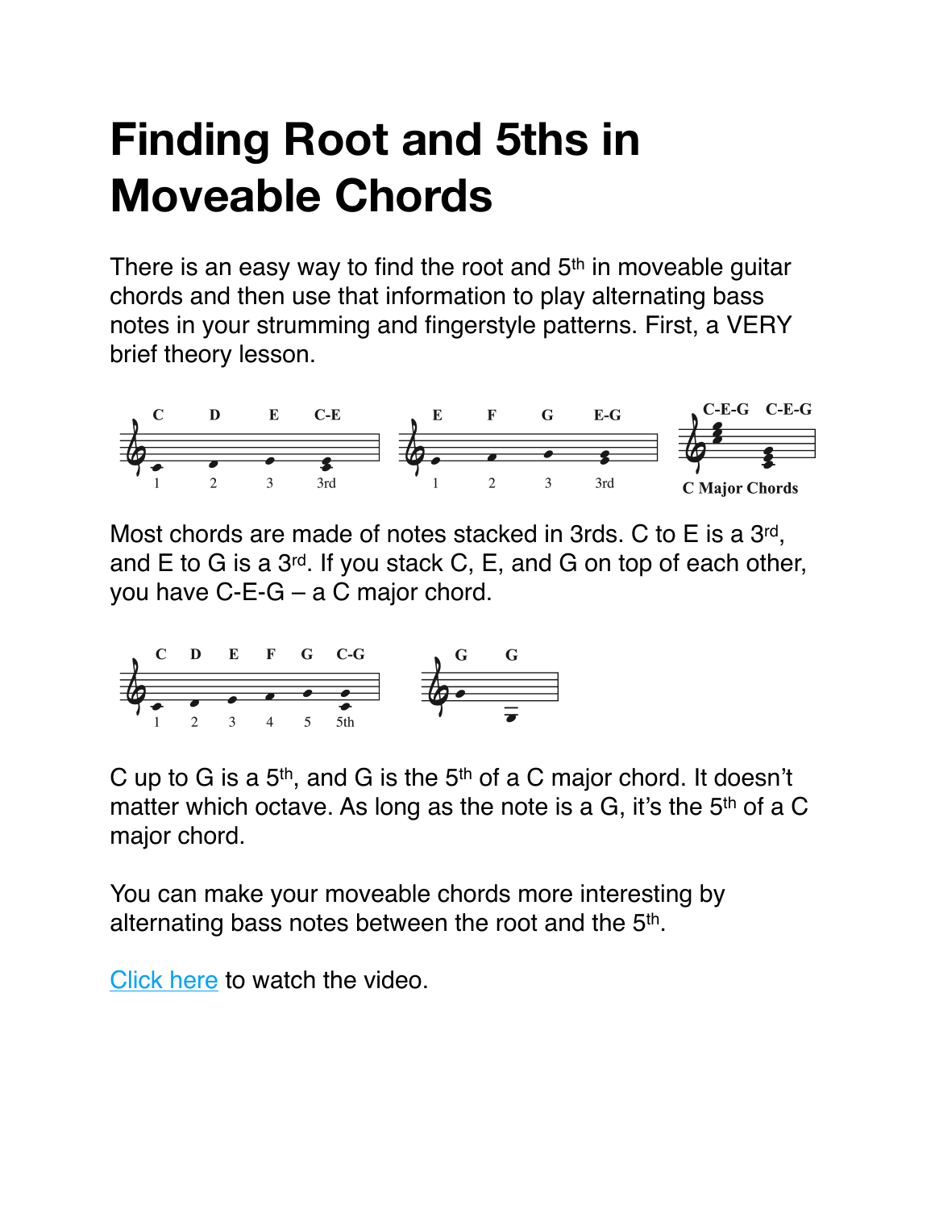# Finding Root and 5ths in Moveable Chords

There is an easy way to find the root and 5th in moveable guitar chords and then use that information to play alternating bass notes in your strumming and fingerstyle patterns. First, a VERY brief theory lesson.

Most chords are made of notes stacked in 3rds. C to E is a 3rd, and E to G is a 3rd. If you stack C, E, and G on top of each other, you have C-E-G – a C major chord.

C up to G is a 5th, and G is the 5th of a C major chord. It doesn't matter which octave. As long as the note is a G, it's the 5th of a C major chord.

You can make your moveable chords more interesting by alternating bass notes between the root and the 5th.

Click here to watch the video.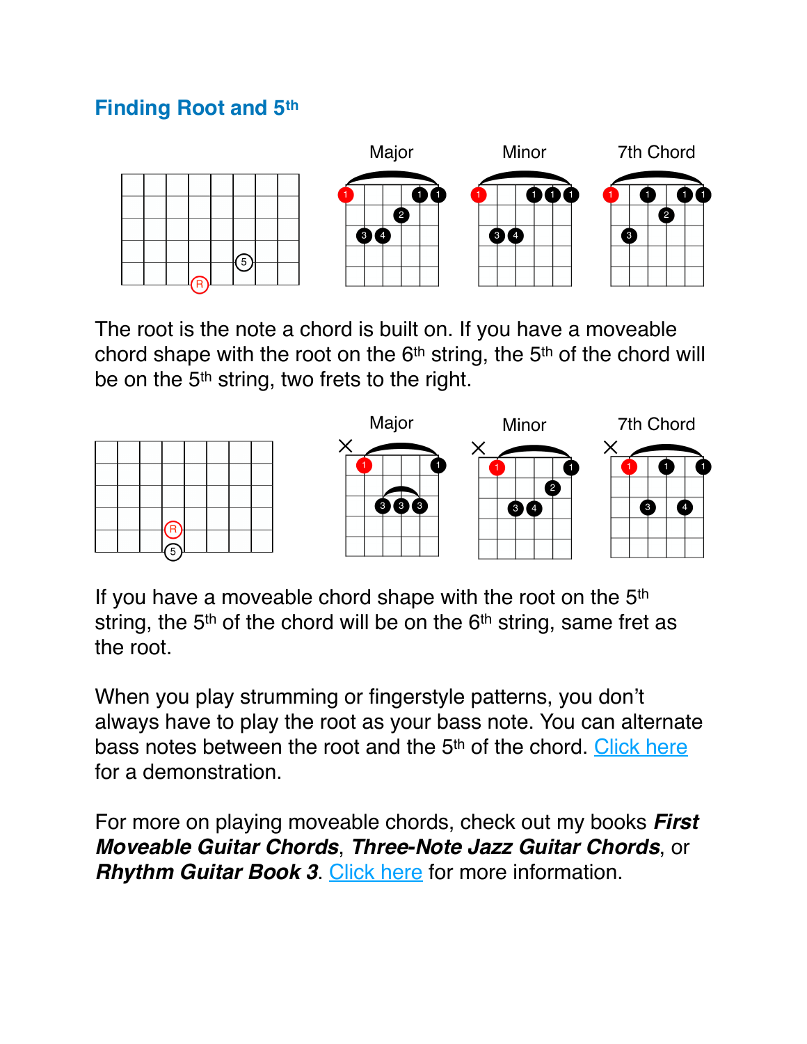## Finding Root and 5th

Major

Minor

7th Chord

The root is the note a chord is built on. If you have a moveable chord shape with the root on the 6th string, the 5th of the chord will be on the 5th string, two frets to the right.

Major

Minor

7th Chord

If you have a moveable chord shape with the root on the 5th string, the 5th of the chord will be on the 6th string, same fret as the root.

When you play strumming or fingerstyle patterns, you don't always have to play the root as your bass note. You can alternate bass notes between the root and the 5th of the chord. Click here for a demonstration.

For more on playing moveable chords, check out my books ***First Moveable Guitar Chords***, ***Three-Note Jazz Guitar Chords***, or ***Rhythm Guitar Book 3***. Click here for more information.